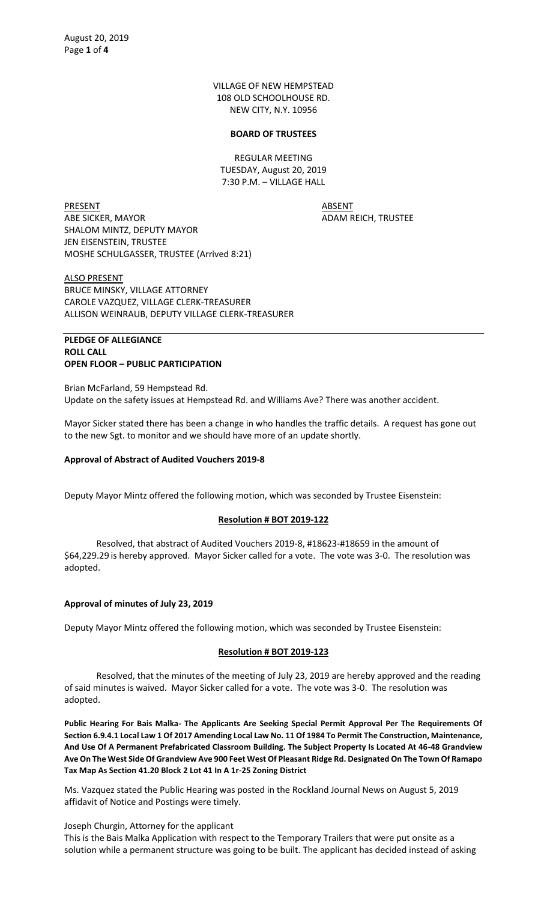VILLAGE OF NEW HEMPSTEAD
108 OLD SCHOOLHOUSE RD.
NEW CITY, N.Y. 10956

**BOARD OF TRUSTEES**

REGULAR MEETING
TUESDAY, August 20, 2019
7:30 P.M. – VILLAGE HALL

| PRESENT | ABSENT |
|---|---|
| ABE SICKER, MAYOR | ADAM REICH, TRUSTEE |
| SHALOM MINTZ, DEPUTY MAYOR | |
| JEN EISENSTEIN, TRUSTEE | |
| MOSHE SCHULGASSER, TRUSTEE (Arrived 8:21) | |

ALSO PRESENT
BRUCE MINSKY, VILLAGE ATTORNEY
CAROLE VAZQUEZ, VILLAGE CLERK-TREASURER
ALLISON WEINRAUB, DEPUTY VILLAGE CLERK-TREASURER

**PLEDGE OF ALLEGIANCE**
**ROLL CALL**
**OPEN FLOOR – PUBLIC PARTICIPATION**

Brian McFarland, 59 Hempstead Rd.
Update on the safety issues at Hempstead Rd. and Williams Ave? There was another accident.

Mayor Sicker stated there has been a change in who handles the traffic details. A request has gone out to the new Sgt. to monitor and we should have more of an update shortly.

**Approval of Abstract of Audited Vouchers 2019-8**

Deputy Mayor Mintz offered the following motion, which was seconded by Trustee Eisenstein:

**Resolution # BOT 2019-122**

Resolved, that abstract of Audited Vouchers 2019-8, #18623-#18659 in the amount of $64,229.29 is hereby approved. Mayor Sicker called for a vote. The vote was 3-0. The resolution was adopted.

**Approval of minutes of July 23, 2019**

Deputy Mayor Mintz offered the following motion, which was seconded by Trustee Eisenstein:

**Resolution # BOT 2019-123**

Resolved, that the minutes of the meeting of July 23, 2019 are hereby approved and the reading of said minutes is waived. Mayor Sicker called for a vote. The vote was 3-0. The resolution was adopted.

**Public Hearing For Bais Malka- The Applicants Are Seeking Special Permit Approval Per The Requirements Of Section 6.9.4.1 Local Law 1 Of 2017 Amending Local Law No. 11 Of 1984 To Permit The Construction, Maintenance, And Use Of A Permanent Prefabricated Classroom Building. The Subject Property Is Located At 46-48 Grandview Ave On The West Side Of Grandview Ave 900 Feet West Of Pleasant Ridge Rd. Designated On The Town Of Ramapo Tax Map As Section 41.20 Block 2 Lot 41 In A 1r-25 Zoning District**

Ms. Vazquez stated the Public Hearing was posted in the Rockland Journal News on August 5, 2019 affidavit of Notice and Postings were timely.

Joseph Churgin, Attorney for the applicant
This is the Bais Malka Application with respect to the Temporary Trailers that were put onsite as a solution while a permanent structure was going to be built. The applicant has decided instead of asking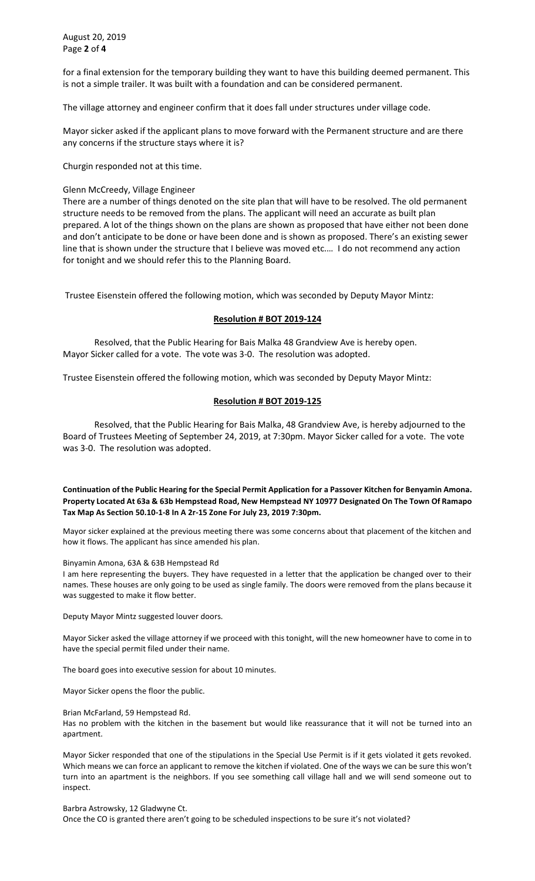for a final extension for the temporary building they want to have this building deemed permanent. This is not a simple trailer. It was built with a foundation and can be considered permanent.

The village attorney and engineer confirm that it does fall under structures under village code.

Mayor sicker asked if the applicant plans to move forward with the Permanent structure and are there any concerns if the structure stays where it is?

Churgin responded not at this time.

Glenn McCreedy, Village Engineer
There are a number of things denoted on the site plan that will have to be resolved. The old permanent structure needs to be removed from the plans. The applicant will need an accurate as built plan prepared. A lot of the things shown on the plans are shown as proposed that have either not been done and don't anticipate to be done or have been done and is shown as proposed. There's an existing sewer line that is shown under the structure that I believe was moved etc.… I do not recommend any action for tonight and we should refer this to the Planning Board.

Trustee Eisenstein offered the following motion, which was seconded by Deputy Mayor Mintz:

**Resolution # BOT 2019-124**

Resolved, that the Public Hearing for Bais Malka 48 Grandview Ave is hereby open. Mayor Sicker called for a vote. The vote was 3-0. The resolution was adopted.

Trustee Eisenstein offered the following motion, which was seconded by Deputy Mayor Mintz:

**Resolution # BOT 2019-125**

Resolved, that the Public Hearing for Bais Malka, 48 Grandview Ave, is hereby adjourned to the Board of Trustees Meeting of September 24, 2019, at 7:30pm. Mayor Sicker called for a vote. The vote was 3-0. The resolution was adopted.

**Continuation of the Public Hearing for the Special Permit Application for a Passover Kitchen for Benyamin Amona. Property Located At 63a & 63b Hempstead Road, New Hempstead NY 10977 Designated On The Town Of Ramapo Tax Map As Section 50.10-1-8 In A 2r-15 Zone For July 23, 2019 7:30pm.**

Mayor sicker explained at the previous meeting there was some concerns about that placement of the kitchen and how it flows. The applicant has since amended his plan.

Binyamin Amona, 63A & 63B Hempstead Rd
I am here representing the buyers. They have requested in a letter that the application be changed over to their names. These houses are only going to be used as single family. The doors were removed from the plans because it was suggested to make it flow better.

Deputy Mayor Mintz suggested louver doors.

Mayor Sicker asked the village attorney if we proceed with this tonight, will the new homeowner have to come in to have the special permit filed under their name.

The board goes into executive session for about 10 minutes.

Mayor Sicker opens the floor the public.

Brian McFarland, 59 Hempstead Rd.
Has no problem with the kitchen in the basement but would like reassurance that it will not be turned into an apartment.

Mayor Sicker responded that one of the stipulations in the Special Use Permit is if it gets violated it gets revoked. Which means we can force an applicant to remove the kitchen if violated. One of the ways we can be sure this won't turn into an apartment is the neighbors. If you see something call village hall and we will send someone out to inspect.

Barbra Astrowsky, 12 Gladwyne Ct.
Once the CO is granted there aren't going to be scheduled inspections to be sure it's not violated?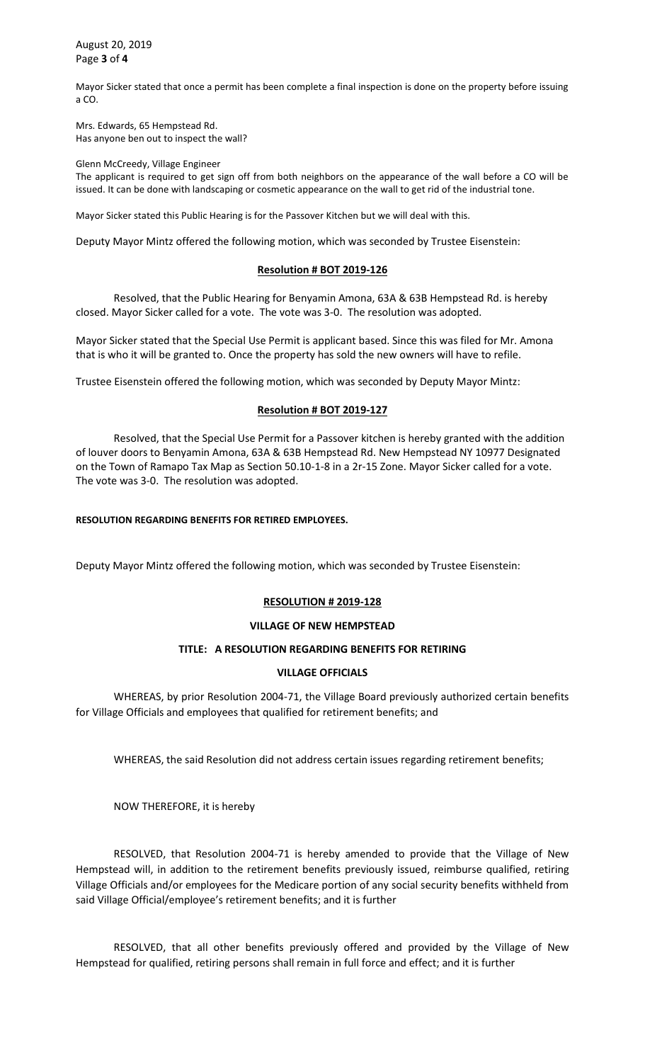Mayor Sicker stated that once a permit has been complete a final inspection is done on the property before issuing a CO.

Mrs. Edwards, 65 Hempstead Rd.
Has anyone ben out to inspect the wall?

Glenn McCreedy, Village Engineer
The applicant is required to get sign off from both neighbors on the appearance of the wall before a CO will be issued. It can be done with landscaping or cosmetic appearance on the wall to get rid of the industrial tone.

Mayor Sicker stated this Public Hearing is for the Passover Kitchen but we will deal with this.

Deputy Mayor Mintz offered the following motion, which was seconded by Trustee Eisenstein:

**Resolution # BOT 2019-126**

Resolved, that the Public Hearing for Benyamin Amona, 63A & 63B Hempstead Rd. is hereby closed. Mayor Sicker called for a vote. The vote was 3-0. The resolution was adopted.

Mayor Sicker stated that the Special Use Permit is applicant based. Since this was filed for Mr. Amona that is who it will be granted to. Once the property has sold the new owners will have to refile.

Trustee Eisenstein offered the following motion, which was seconded by Deputy Mayor Mintz:

**Resolution # BOT 2019-127**

Resolved, that the Special Use Permit for a Passover kitchen is hereby granted with the addition of louver doors to Benyamin Amona, 63A & 63B Hempstead Rd. New Hempstead NY 10977 Designated on the Town of Ramapo Tax Map as Section 50.10-1-8 in a 2r-15 Zone. Mayor Sicker called for a vote. The vote was 3-0. The resolution was adopted.

**RESOLUTION REGARDING BENEFITS FOR RETIRED EMPLOYEES.**

Deputy Mayor Mintz offered the following motion, which was seconded by Trustee Eisenstein:

**RESOLUTION # 2019-128**

**VILLAGE OF NEW HEMPSTEAD**

**TITLE: A RESOLUTION REGARDING BENEFITS FOR RETIRING VILLAGE OFFICIALS**

WHEREAS, by prior Resolution 2004-71, the Village Board previously authorized certain benefits for Village Officials and employees that qualified for retirement benefits; and

WHEREAS, the said Resolution did not address certain issues regarding retirement benefits;

NOW THEREFORE, it is hereby

RESOLVED, that Resolution 2004-71 is hereby amended to provide that the Village of New Hempstead will, in addition to the retirement benefits previously issued, reimburse qualified, retiring Village Officials and/or employees for the Medicare portion of any social security benefits withheld from said Village Official/employee's retirement benefits; and it is further

RESOLVED, that all other benefits previously offered and provided by the Village of New Hempstead for qualified, retiring persons shall remain in full force and effect; and it is further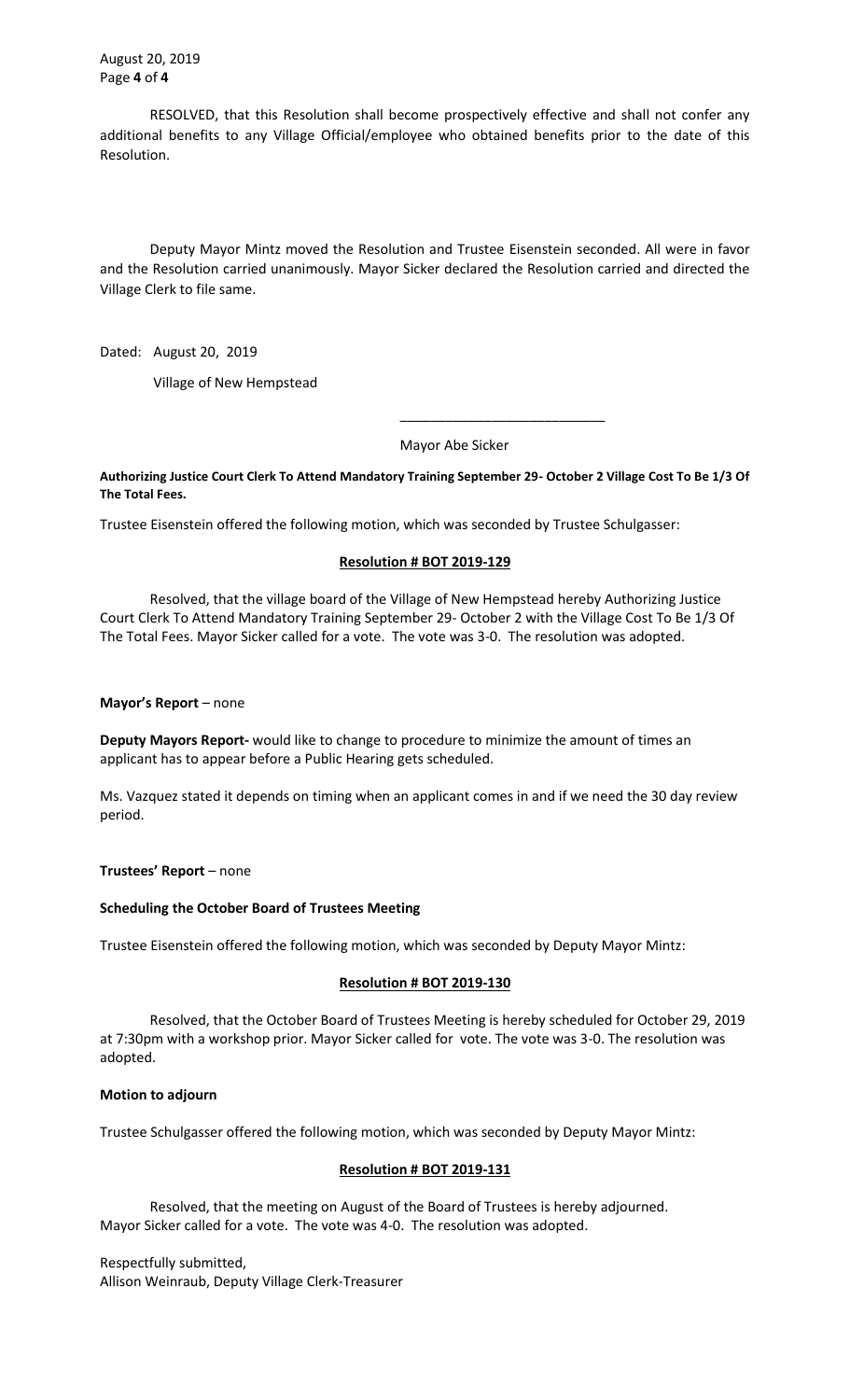RESOLVED, that this Resolution shall become prospectively effective and shall not confer any additional benefits to any Village Official/employee who obtained benefits prior to the date of this Resolution.

Deputy Mayor Mintz moved the Resolution and Trustee Eisenstein seconded. All were in favor and the Resolution carried unanimously. Mayor Sicker declared the Resolution carried and directed the Village Clerk to file same.

Dated: August 20, 2019

Village of New Hempstead

\_\_\_\_\_\_\_\_\_\_\_\_\_\_\_\_\_\_\_\_\_\_\_\_\_\_\_

Mayor Abe Sicker

**Authorizing Justice Court Clerk To Attend Mandatory Training September 29- October 2 Village Cost To Be 1/3 Of The Total Fees.**

Trustee Eisenstein offered the following motion, which was seconded by Trustee Schulgasser:

**Resolution # BOT 2019-129**

Resolved, that the village board of the Village of New Hempstead hereby Authorizing Justice Court Clerk To Attend Mandatory Training September 29- October 2 with the Village Cost To Be 1/3 Of The Total Fees. Mayor Sicker called for a vote. The vote was 3-0. The resolution was adopted.

**Mayor's Report** – none

**Deputy Mayors Report-** would like to change to procedure to minimize the amount of times an applicant has to appear before a Public Hearing gets scheduled.

Ms. Vazquez stated it depends on timing when an applicant comes in and if we need the 30 day review period.

**Trustees' Report** – none

**Scheduling the October Board of Trustees Meeting**

Trustee Eisenstein offered the following motion, which was seconded by Deputy Mayor Mintz:

**Resolution # BOT 2019-130**

Resolved, that the October Board of Trustees Meeting is hereby scheduled for October 29, 2019 at 7:30pm with a workshop prior. Mayor Sicker called for vote. The vote was 3-0. The resolution was adopted.

**Motion to adjourn**

Trustee Schulgasser offered the following motion, which was seconded by Deputy Mayor Mintz:

**Resolution # BOT 2019-131**

Resolved, that the meeting on August of the Board of Trustees is hereby adjourned.
Mayor Sicker called for a vote. The vote was 4-0. The resolution was adopted.

Respectfully submitted,
Allison Weinraub, Deputy Village Clerk-Treasurer